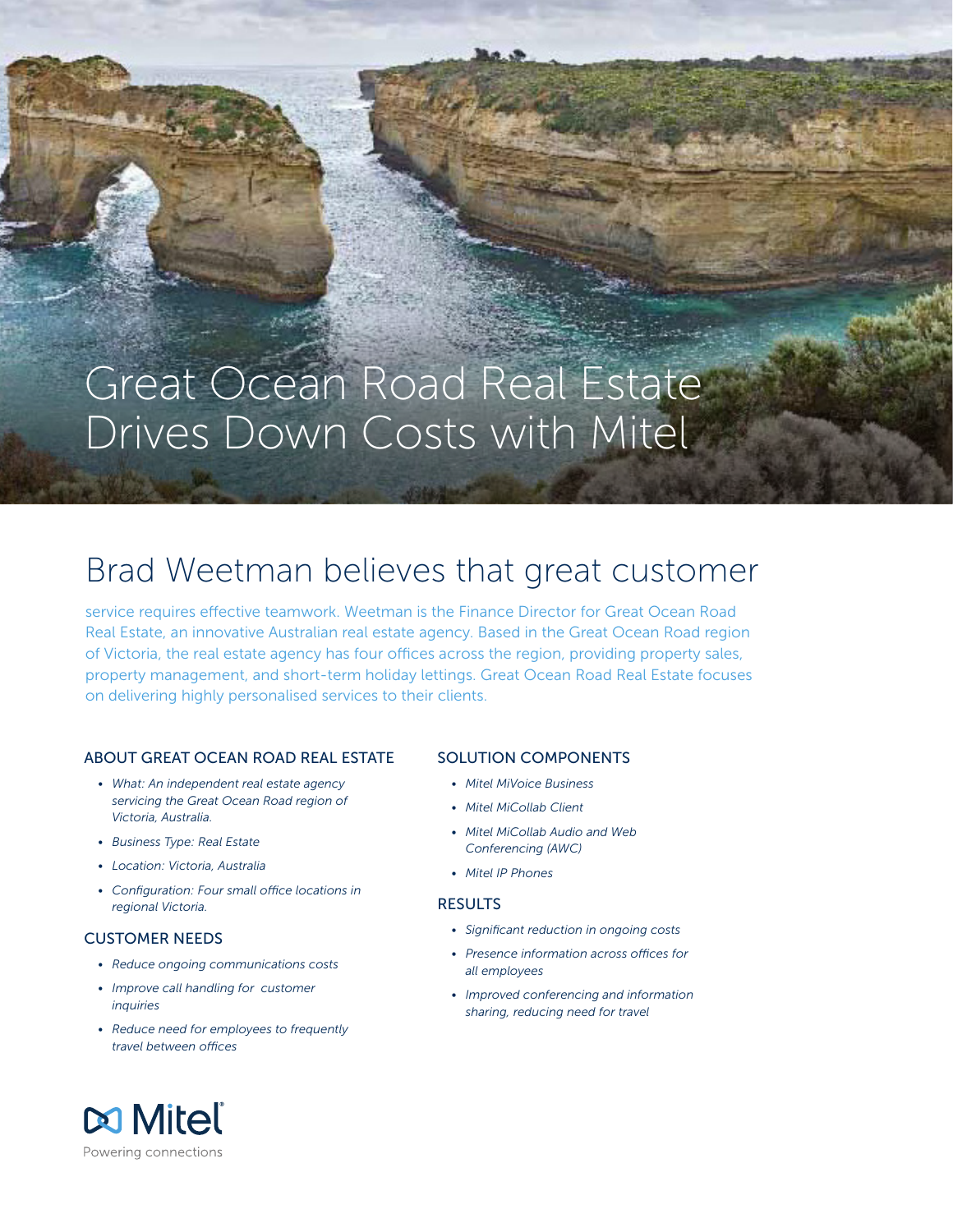# Great Ocean Road Real Estate Drives Down Costs with Mitel

## Brad Weetman believes that great customer

service requires effective teamwork. Weetman is the Finance Director for Great Ocean Road Real Estate, an innovative Australian real estate agency. Based in the Great Ocean Road region of Victoria, the real estate agency has four offices across the region, providing property sales, property management, and short-term holiday lettings. Great Ocean Road Real Estate focuses on delivering highly personalised services to their clients.

### ABOUT GREAT OCEAN ROAD REAL ESTATE

- *What: An independent real estate agency servicing the Great Ocean Road region of Victoria, Australia.*
- *Business Type: Real Estate*
- *Location: Victoria, Australia*
- *Configuration: Four small office locations in regional Victoria.*

### CUSTOMER NEEDS

- *Reduce ongoing communications costs*
- *Improve call handling for customer inquiries*
- *Reduce need for employees to frequently travel between offices*

### SOLUTION COMPONENTS

- *Mitel MiVoice Business*
- *Mitel MiCollab Client*
- *Mitel MiCollab Audio and Web Conferencing (AWC)*
- *Mitel IP Phones*

### RESULTS

- *Significant reduction in ongoing costs*
- *Presence information across offices for all employees*
- *Improved conferencing and information sharing, reducing need for travel*

Mitel
Powering connections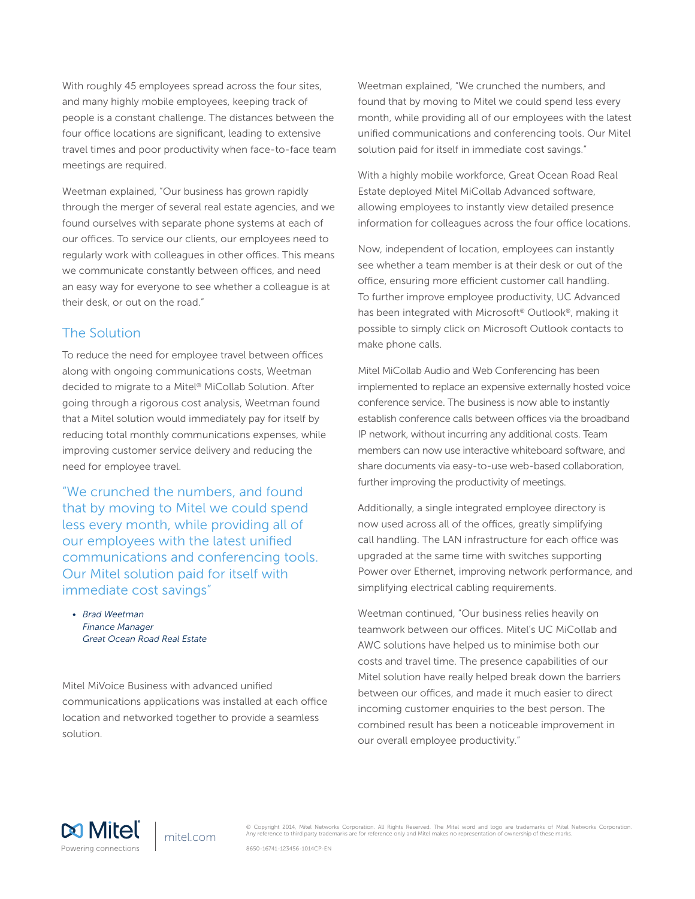With roughly 45 employees spread across the four sites, and many highly mobile employees, keeping track of people is a constant challenge. The distances between the four office locations are significant, leading to extensive travel times and poor productivity when face-to-face team meetings are required.

Weetman explained, "Our business has grown rapidly through the merger of several real estate agencies, and we found ourselves with separate phone systems at each of our offices. To service our clients, our employees need to regularly work with colleagues in other offices. This means we communicate constantly between offices, and need an easy way for everyone to see whether a colleague is at their desk, or out on the road."

## The Solution

To reduce the need for employee travel between offices along with ongoing communications costs, Weetman decided to migrate to a Mitel® MiCollab Solution. After going through a rigorous cost analysis, Weetman found that a Mitel solution would immediately pay for itself by reducing total monthly communications expenses, while improving customer service delivery and reducing the need for employee travel.

> "We crunched the numbers, and found that by moving to Mitel we could spend less every month, while providing all of our employees with the latest unified communications and conferencing tools. Our Mitel solution paid for itself with immediate cost savings"

- *Brad Weetman*
  *Finance Manager*
  *Great Ocean Road Real Estate*

Mitel MiVoice Business with advanced unified communications applications was installed at each office location and networked together to provide a seamless solution.

Weetman explained, "We crunched the numbers, and found that by moving to Mitel we could spend less every month, while providing all of our employees with the latest unified communications and conferencing tools. Our Mitel solution paid for itself in immediate cost savings."

With a highly mobile workforce, Great Ocean Road Real Estate deployed Mitel MiCollab Advanced software, allowing employees to instantly view detailed presence information for colleagues across the four office locations.

Now, independent of location, employees can instantly see whether a team member is at their desk or out of the office, ensuring more efficient customer call handling. To further improve employee productivity, UC Advanced has been integrated with Microsoft® Outlook®, making it possible to simply click on Microsoft Outlook contacts to make phone calls.

Mitel MiCollab Audio and Web Conferencing has been implemented to replace an expensive externally hosted voice conference service. The business is now able to instantly establish conference calls between offices via the broadband IP network, without incurring any additional costs. Team members can now use interactive whiteboard software, and share documents via easy-to-use web-based collaboration, further improving the productivity of meetings.

Additionally, a single integrated employee directory is now used across all of the offices, greatly simplifying call handling. The LAN infrastructure for each office was upgraded at the same time with switches supporting Power over Ethernet, improving network performance, and simplifying electrical cabling requirements.

Weetman continued, "Our business relies heavily on teamwork between our offices. Mitel's UC MiCollab and AWC solutions have helped us to minimise both our costs and travel time. The presence capabilities of our Mitel solution have really helped break down the barriers between our offices, and made it much easier to direct incoming customer enquiries to the best person. The combined result has been a noticeable improvement in our overall employee productivity."

Mitel
Powering connections

mitel.com

© Copyright 2014, Mitel Networks Corporation. All Rights Reserved. The Mitel word and logo are trademarks of Mitel Networks Corporation. Any reference to third party trademarks are for reference only and Mitel makes no representation of ownership of these marks.

8650-16741-123456-1014CP-EN